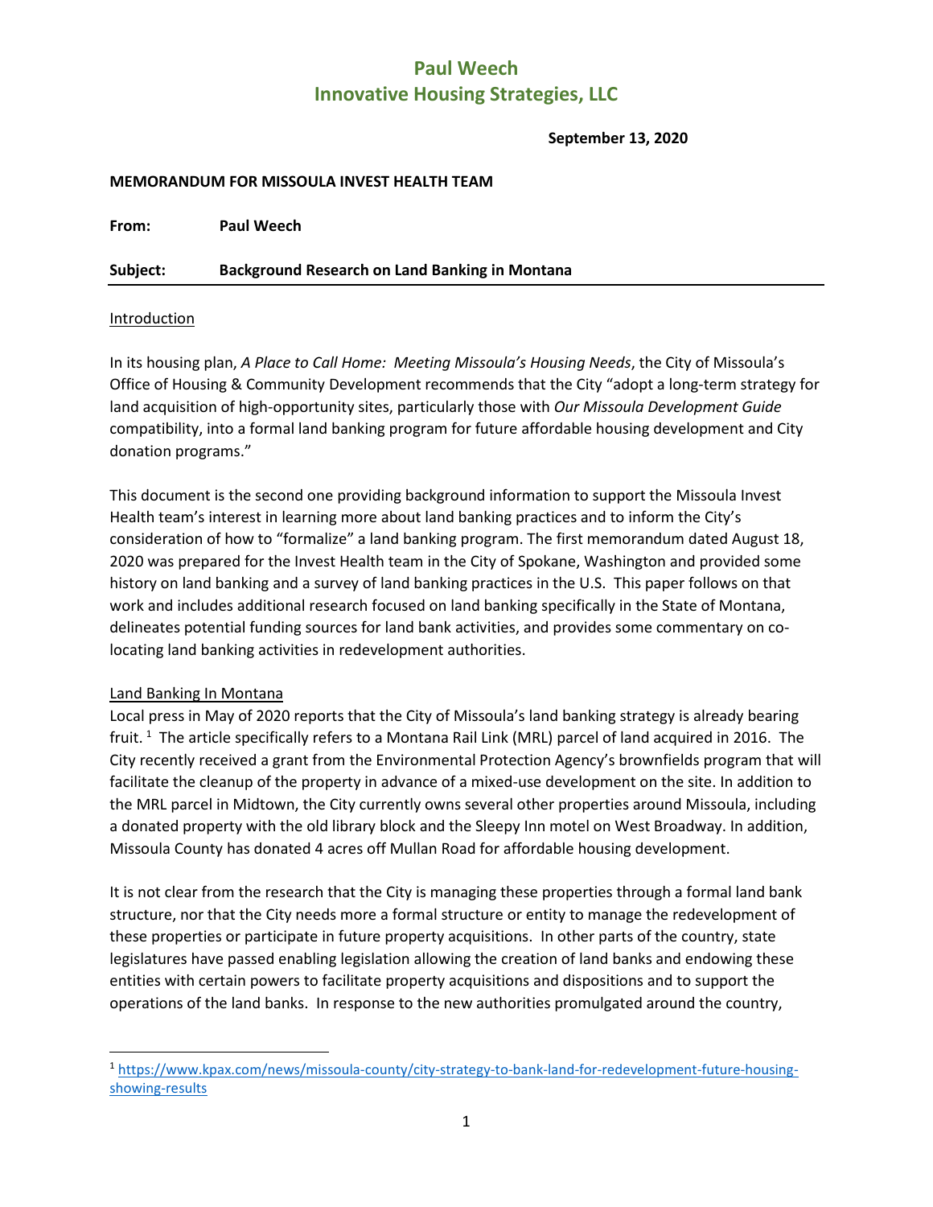# Paul Weech
# Innovative Housing Strategies, LLC

**September 13, 2020**

**MEMORANDUM FOR MISSOULA INVEST HEALTH TEAM**

**From:** Paul Weech

**Subject:** Background Research on Land Banking in Montana

---

Introduction

In its housing plan, *A Place to Call Home: Meeting Missoula's Housing Needs*, the City of Missoula's Office of Housing & Community Development recommends that the City "adopt a long-term strategy for land acquisition of high-opportunity sites, particularly those with *Our Missoula Development Guide* compatibility, into a formal land banking program for future affordable housing development and City donation programs."

This document is the second one providing background information to support the Missoula Invest Health team's interest in learning more about land banking practices and to inform the City's consideration of how to "formalize" a land banking program. The first memorandum dated August 18, 2020 was prepared for the Invest Health team in the City of Spokane, Washington and provided some history on land banking and a survey of land banking practices in the U.S. This paper follows on that work and includes additional research focused on land banking specifically in the State of Montana, delineates potential funding sources for land bank activities, and provides some commentary on co-locating land banking activities in redevelopment authorities.

Land Banking In Montana

Local press in May of 2020 reports that the City of Missoula's land banking strategy is already bearing fruit. [1] The article specifically refers to a Montana Rail Link (MRL) parcel of land acquired in 2016. The City recently received a grant from the Environmental Protection Agency's brownfields program that will facilitate the cleanup of the property in advance of a mixed-use development on the site. In addition to the MRL parcel in Midtown, the City currently owns several other properties around Missoula, including a donated property with the old library block and the Sleepy Inn motel on West Broadway. In addition, Missoula County has donated 4 acres off Mullan Road for affordable housing development.

It is not clear from the research that the City is managing these properties through a formal land bank structure, nor that the City needs more a formal structure or entity to manage the redevelopment of these properties or participate in future property acquisitions. In other parts of the country, state legislatures have passed enabling legislation allowing the creation of land banks and endowing these entities with certain powers to facilitate property acquisitions and dispositions and to support the operations of the land banks. In response to the new authorities promulgated around the country,

---

[1] https://www.kpax.com/news/missoula-county/city-strategy-to-bank-land-for-redevelopment-future-housing-showing-results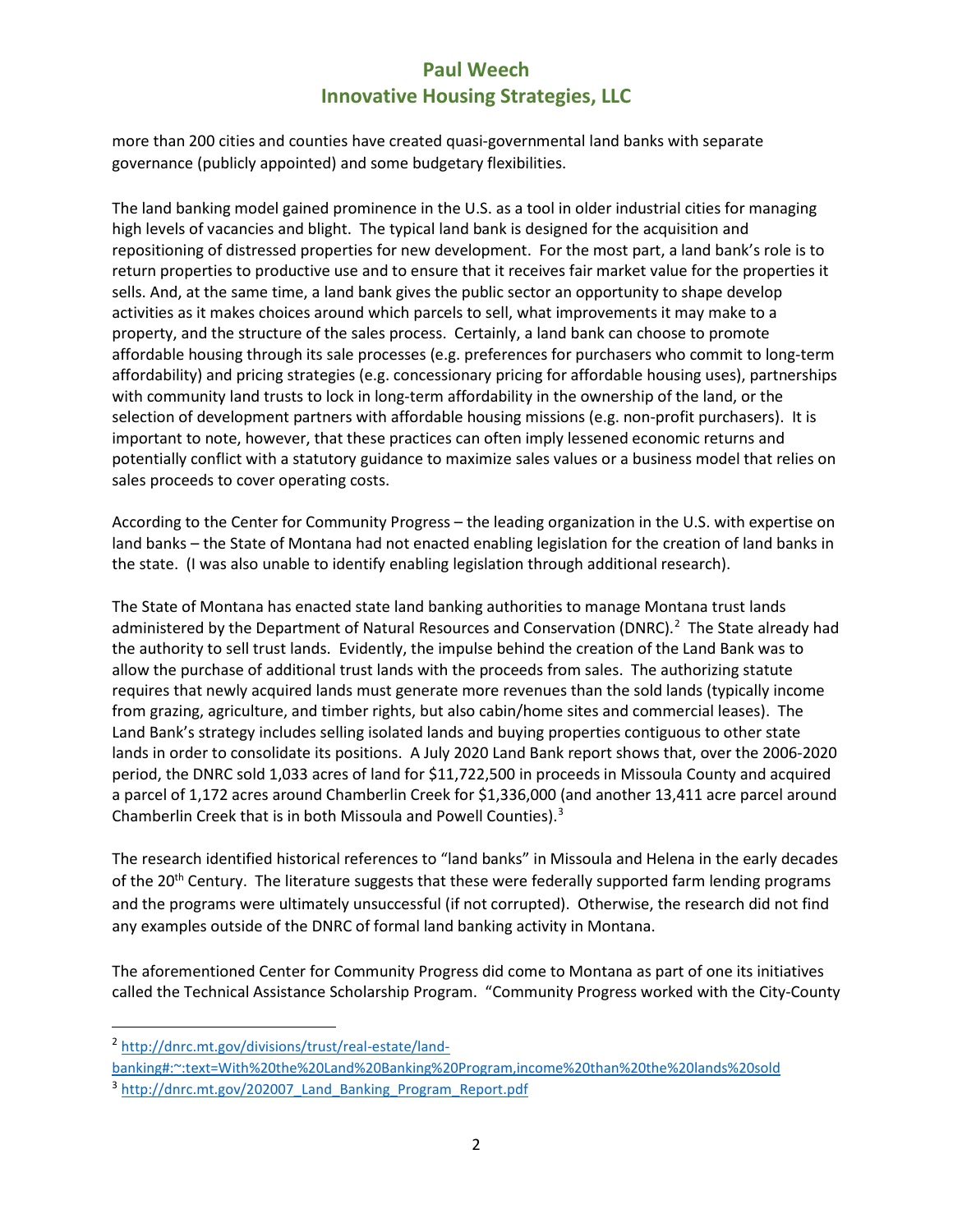more than 200 cities and counties have created quasi-governmental land banks with separate governance (publicly appointed) and some budgetary flexibilities.

The land banking model gained prominence in the U.S. as a tool in older industrial cities for managing high levels of vacancies and blight. The typical land bank is designed for the acquisition and repositioning of distressed properties for new development. For the most part, a land bank's role is to return properties to productive use and to ensure that it receives fair market value for the properties it sells. And, at the same time, a land bank gives the public sector an opportunity to shape develop activities as it makes choices around which parcels to sell, what improvements it may make to a property, and the structure of the sales process. Certainly, a land bank can choose to promote affordable housing through its sale processes (e.g. preferences for purchasers who commit to long-term affordability) and pricing strategies (e.g. concessionary pricing for affordable housing uses), partnerships with community land trusts to lock in long-term affordability in the ownership of the land, or the selection of development partners with affordable housing missions (e.g. non-profit purchasers). It is important to note, however, that these practices can often imply lessened economic returns and potentially conflict with a statutory guidance to maximize sales values or a business model that relies on sales proceeds to cover operating costs.

According to the Center for Community Progress – the leading organization in the U.S. with expertise on land banks – the State of Montana had not enacted enabling legislation for the creation of land banks in the state. (I was also unable to identify enabling legislation through additional research).

The State of Montana has enacted state land banking authorities to manage Montana trust lands administered by the Department of Natural Resources and Conservation (DNRC).[2] The State already had the authority to sell trust lands. Evidently, the impulse behind the creation of the Land Bank was to allow the purchase of additional trust lands with the proceeds from sales. The authorizing statute requires that newly acquired lands must generate more revenues than the sold lands (typically income from grazing, agriculture, and timber rights, but also cabin/home sites and commercial leases). The Land Bank's strategy includes selling isolated lands and buying properties contiguous to other state lands in order to consolidate its positions. A July 2020 Land Bank report shows that, over the 2006-2020 period, the DNRC sold 1,033 acres of land for $11,722,500 in proceeds in Missoula County and acquired a parcel of 1,172 acres around Chamberlin Creek for $1,336,000 (and another 13,411 acre parcel around Chamberlin Creek that is in both Missoula and Powell Counties).[3]

The research identified historical references to "land banks" in Missoula and Helena in the early decades of the 20th Century. The literature suggests that these were federally supported farm lending programs and the programs were ultimately unsuccessful (if not corrupted). Otherwise, the research did not find any examples outside of the DNRC of formal land banking activity in Montana.

The aforementioned Center for Community Progress did come to Montana as part of one its initiatives called the Technical Assistance Scholarship Program. "Community Progress worked with the City-County

---

[2] http://dnrc.mt.gov/divisions/trust/real-estate/land-banking#:~:text=With%20the%20Land%20Banking%20Program,income%20than%20the%20lands%20sold

[3] http://dnrc.mt.gov/202007_Land_Banking_Program_Report.pdf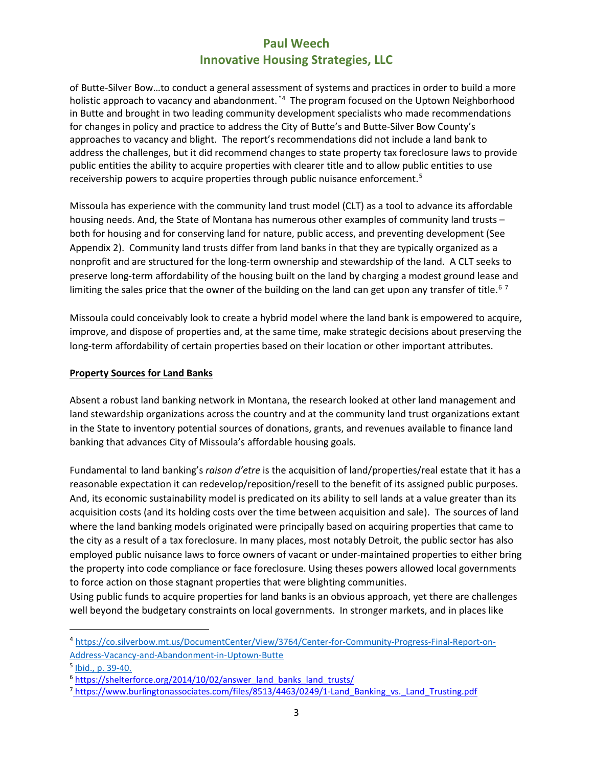of Butte-Silver Bow…to conduct a general assessment of systems and practices in order to build a more holistic approach to vacancy and abandonment. "[4] The program focused on the Uptown Neighborhood in Butte and brought in two leading community development specialists who made recommendations for changes in policy and practice to address the City of Butte's and Butte-Silver Bow County's approaches to vacancy and blight. The report's recommendations did not include a land bank to address the challenges, but it did recommend changes to state property tax foreclosure laws to provide public entities the ability to acquire properties with clearer title and to allow public entities to use receivership powers to acquire properties through public nuisance enforcement.[5]

Missoula has experience with the community land trust model (CLT) as a tool to advance its affordable housing needs. And, the State of Montana has numerous other examples of community land trusts – both for housing and for conserving land for nature, public access, and preventing development (See Appendix 2). Community land trusts differ from land banks in that they are typically organized as a nonprofit and are structured for the long-term ownership and stewardship of the land. A CLT seeks to preserve long-term affordability of the housing built on the land by charging a modest ground lease and limiting the sales price that the owner of the building on the land can get upon any transfer of title.[6] [7]

Missoula could conceivably look to create a hybrid model where the land bank is empowered to acquire, improve, and dispose of properties and, at the same time, make strategic decisions about preserving the long-term affordability of certain properties based on their location or other important attributes.

**Property Sources for Land Banks**

Absent a robust land banking network in Montana, the research looked at other land management and land stewardship organizations across the country and at the community land trust organizations extant in the State to inventory potential sources of donations, grants, and revenues available to finance land banking that advances City of Missoula's affordable housing goals.

Fundamental to land banking's *raison d'etre* is the acquisition of land/properties/real estate that it has a reasonable expectation it can redevelop/reposition/resell to the benefit of its assigned public purposes. And, its economic sustainability model is predicated on its ability to sell lands at a value greater than its acquisition costs (and its holding costs over the time between acquisition and sale). The sources of land where the land banking models originated were principally based on acquiring properties that came to the city as a result of a tax foreclosure. In many places, most notably Detroit, the public sector has also employed public nuisance laws to force owners of vacant or under-maintained properties to either bring the property into code compliance or face foreclosure. Using theses powers allowed local governments to force action on those stagnant properties that were blighting communities.

Using public funds to acquire properties for land banks is an obvious approach, yet there are challenges well beyond the budgetary constraints on local governments. In stronger markets, and in places like

---

[4] https://co.silverbow.mt.us/DocumentCenter/View/3764/Center-for-Community-Progress-Final-Report-on-Address-Vacancy-and-Abandonment-in-Uptown-Butte

[5] Ibid., p. 39-40.

[6] https://shelterforce.org/2014/10/02/answer_land_banks_land_trusts/

[7] https://www.burlingtonassociates.com/files/8513/4463/0249/1-Land_Banking_vs._Land_Trusting.pdf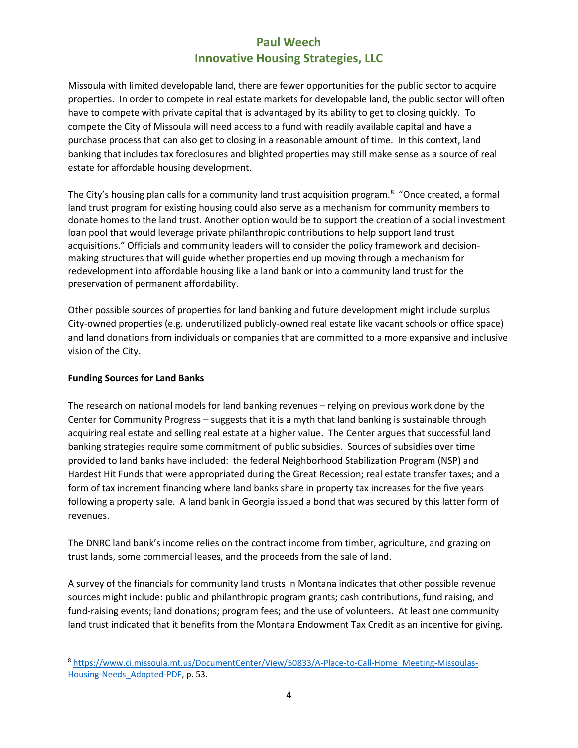Missoula with limited developable land, there are fewer opportunities for the public sector to acquire properties. In order to compete in real estate markets for developable land, the public sector will often have to compete with private capital that is advantaged by its ability to get to closing quickly. To compete the City of Missoula will need access to a fund with readily available capital and have a purchase process that can also get to closing in a reasonable amount of time. In this context, land banking that includes tax foreclosures and blighted properties may still make sense as a source of real estate for affordable housing development.

The City's housing plan calls for a community land trust acquisition program.[8] "Once created, a formal land trust program for existing housing could also serve as a mechanism for community members to donate homes to the land trust. Another option would be to support the creation of a social investment loan pool that would leverage private philanthropic contributions to help support land trust acquisitions." Officials and community leaders will to consider the policy framework and decision-making structures that will guide whether properties end up moving through a mechanism for redevelopment into affordable housing like a land bank or into a community land trust for the preservation of permanent affordability.

Other possible sources of properties for land banking and future development might include surplus City-owned properties (e.g. underutilized publicly-owned real estate like vacant schools or office space) and land donations from individuals or companies that are committed to a more expansive and inclusive vision of the City.

**Funding Sources for Land Banks**

The research on national models for land banking revenues – relying on previous work done by the Center for Community Progress – suggests that it is a myth that land banking is sustainable through acquiring real estate and selling real estate at a higher value. The Center argues that successful land banking strategies require some commitment of public subsidies. Sources of subsidies over time provided to land banks have included: the federal Neighborhood Stabilization Program (NSP) and Hardest Hit Funds that were appropriated during the Great Recession; real estate transfer taxes; and a form of tax increment financing where land banks share in property tax increases for the five years following a property sale. A land bank in Georgia issued a bond that was secured by this latter form of revenues.

The DNRC land bank's income relies on the contract income from timber, agriculture, and grazing on trust lands, some commercial leases, and the proceeds from the sale of land.

A survey of the financials for community land trusts in Montana indicates that other possible revenue sources might include: public and philanthropic program grants; cash contributions, fund raising, and fund-raising events; land donations; program fees; and the use of volunteers. At least one community land trust indicated that it benefits from the Montana Endowment Tax Credit as an incentive for giving.

---

[8] https://www.ci.missoula.mt.us/DocumentCenter/View/50833/A-Place-to-Call-Home_Meeting-Missoulas-Housing-Needs_Adopted-PDF, p. 53.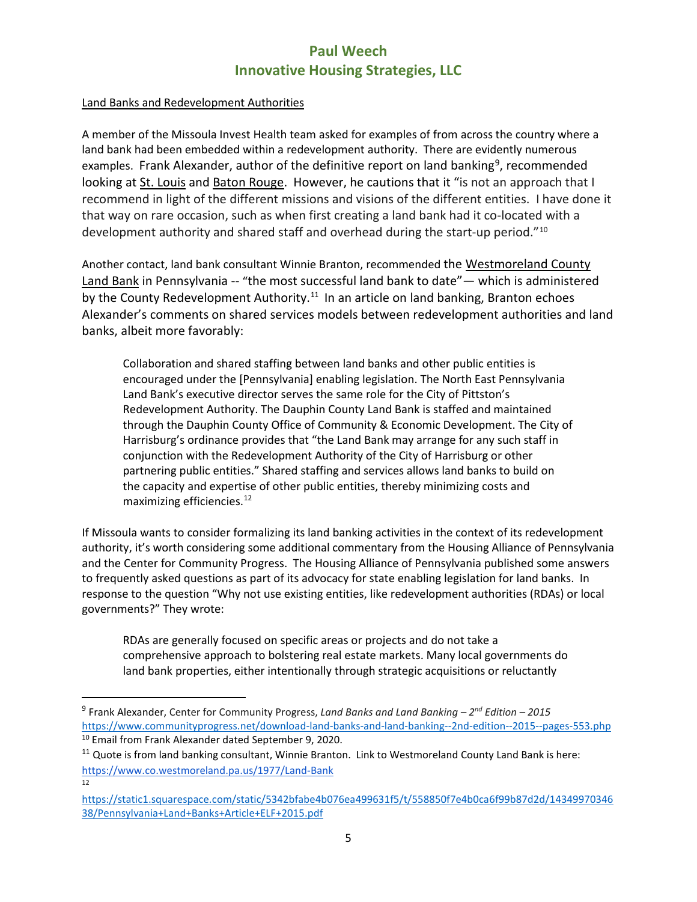Land Banks and Redevelopment Authorities

A member of the Missoula Invest Health team asked for examples of from across the country where a land bank had been embedded within a redevelopment authority. There are evidently numerous examples. Frank Alexander, author of the definitive report on land banking[9], recommended looking at St. Louis and Baton Rouge. However, he cautions that it "is not an approach that I recommend in light of the different missions and visions of the different entities. I have done it that way on rare occasion, such as when first creating a land bank had it co-located with a development authority and shared staff and overhead during the start-up period."[10]

Another contact, land bank consultant Winnie Branton, recommended the Westmoreland County Land Bank in Pennsylvania -- "the most successful land bank to date"— which is administered by the County Redevelopment Authority.[11] In an article on land banking, Branton echoes Alexander's comments on shared services models between redevelopment authorities and land banks, albeit more favorably:

> Collaboration and shared staffing between land banks and other public entities is encouraged under the [Pennsylvania] enabling legislation. The North East Pennsylvania Land Bank's executive director serves the same role for the City of Pittston's Redevelopment Authority. The Dauphin County Land Bank is staffed and maintained through the Dauphin County Office of Community & Economic Development. The City of Harrisburg's ordinance provides that "the Land Bank may arrange for any such staff in conjunction with the Redevelopment Authority of the City of Harrisburg or other partnering public entities." Shared staffing and services allows land banks to build on the capacity and expertise of other public entities, thereby minimizing costs and maximizing efficiencies.[12]

If Missoula wants to consider formalizing its land banking activities in the context of its redevelopment authority, it's worth considering some additional commentary from the Housing Alliance of Pennsylvania and the Center for Community Progress. The Housing Alliance of Pennsylvania published some answers to frequently asked questions as part of its advocacy for state enabling legislation for land banks. In response to the question "Why not use existing entities, like redevelopment authorities (RDAs) or local governments?" They wrote:

> RDAs are generally focused on specific areas or projects and do not take a comprehensive approach to bolstering real estate markets. Many local governments do land bank properties, either intentionally through strategic acquisitions or reluctantly

---

[9] Frank Alexander, Center for Community Progress, *Land Banks and Land Banking – 2nd Edition – 2015* https://www.communityprogress.net/download-land-banks-and-land-banking--2nd-edition--2015--pages-553.php

[10] Email from Frank Alexander dated September 9, 2020.

[11] Quote is from land banking consultant, Winnie Branton. Link to Westmoreland County Land Bank is here: https://www.co.westmoreland.pa.us/1977/Land-Bank

[12] https://static1.squarespace.com/static/5342bfabe4b076ea499631f5/t/558850f7e4b0ca6f99b87d2d/1434997034638/Pennsylvania+Land+Banks+Article+ELF+2015.pdf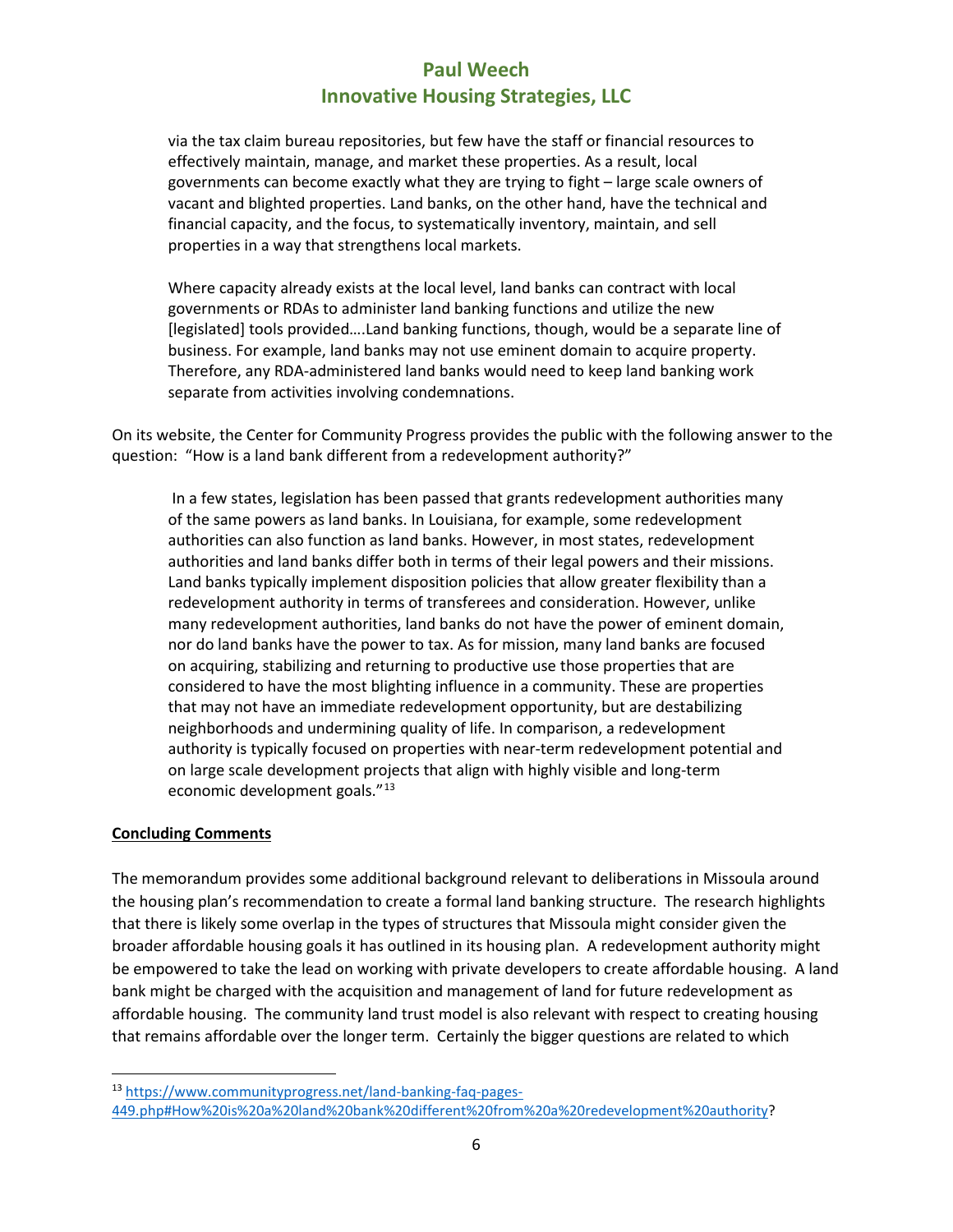> via the tax claim bureau repositories, but few have the staff or financial resources to effectively maintain, manage, and market these properties. As a result, local governments can become exactly what they are trying to fight – large scale owners of vacant and blighted properties. Land banks, on the other hand, have the technical and financial capacity, and the focus, to systematically inventory, maintain, and sell properties in a way that strengthens local markets.
>
> Where capacity already exists at the local level, land banks can contract with local governments or RDAs to administer land banking functions and utilize the new [legislated] tools provided….Land banking functions, though, would be a separate line of business. For example, land banks may not use eminent domain to acquire property. Therefore, any RDA-administered land banks would need to keep land banking work separate from activities involving condemnations.

On its website, the Center for Community Progress provides the public with the following answer to the question: "How is a land bank different from a redevelopment authority?"

> In a few states, legislation has been passed that grants redevelopment authorities many of the same powers as land banks. In Louisiana, for example, some redevelopment authorities can also function as land banks. However, in most states, redevelopment authorities and land banks differ both in terms of their legal powers and their missions. Land banks typically implement disposition policies that allow greater flexibility than a redevelopment authority in terms of transferees and consideration. However, unlike many redevelopment authorities, land banks do not have the power of eminent domain, nor do land banks have the power to tax. As for mission, many land banks are focused on acquiring, stabilizing and returning to productive use those properties that are considered to have the most blighting influence in a community. These are properties that may not have an immediate redevelopment opportunity, but are destabilizing neighborhoods and undermining quality of life. In comparison, a redevelopment authority is typically focused on properties with near-term redevelopment potential and on large scale development projects that align with highly visible and long-term economic development goals."[13]

**Concluding Comments**

The memorandum provides some additional background relevant to deliberations in Missoula around the housing plan's recommendation to create a formal land banking structure. The research highlights that there is likely some overlap in the types of structures that Missoula might consider given the broader affordable housing goals it has outlined in its housing plan. A redevelopment authority might be empowered to take the lead on working with private developers to create affordable housing. A land bank might be charged with the acquisition and management of land for future redevelopment as affordable housing. The community land trust model is also relevant with respect to creating housing that remains affordable over the longer term. Certainly the bigger questions are related to which

[13] https://www.communityprogress.net/land-banking-faq-pages-449.php#How%20is%20a%20land%20bank%20different%20from%20a%20redevelopment%20authority?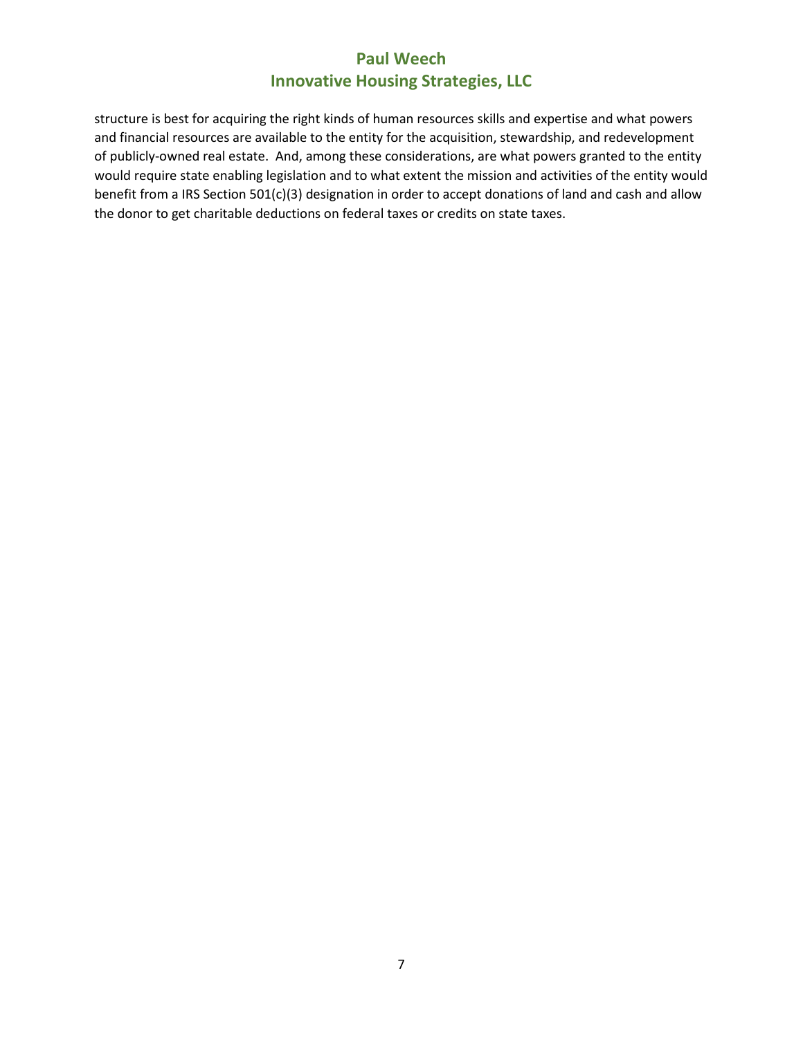structure is best for acquiring the right kinds of human resources skills and expertise and what powers and financial resources are available to the entity for the acquisition, stewardship, and redevelopment of publicly-owned real estate. And, among these considerations, are what powers granted to the entity would require state enabling legislation and to what extent the mission and activities of the entity would benefit from a IRS Section 501(c)(3) designation in order to accept donations of land and cash and allow the donor to get charitable deductions on federal taxes or credits on state taxes.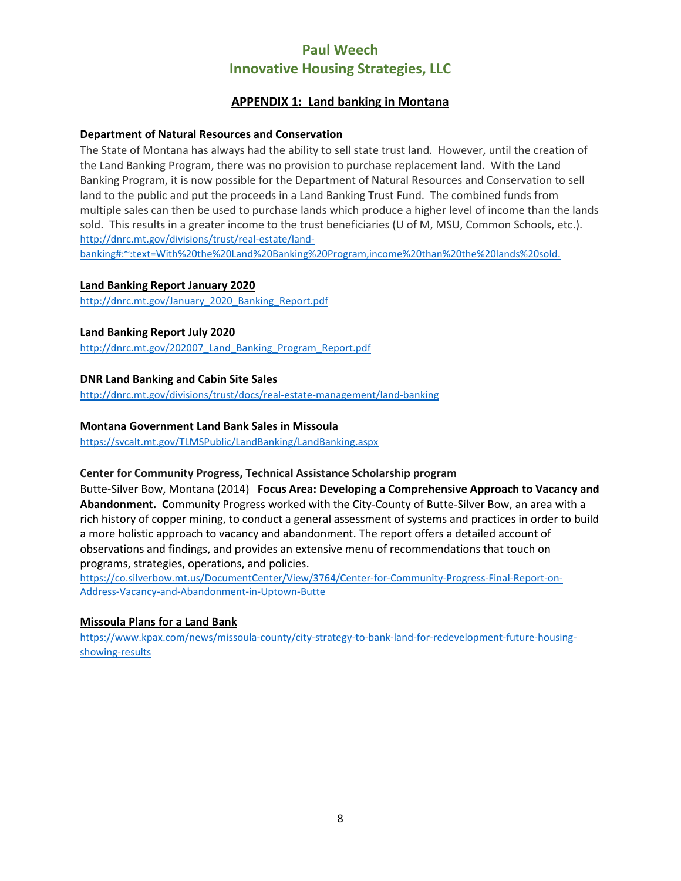# Paul Weech
## Innovative Housing Strategies, LLC

### APPENDIX 1: Land banking in Montana

**Department of Natural Resources and Conservation**

The State of Montana has always had the ability to sell state trust land. However, until the creation of the Land Banking Program, there was no provision to purchase replacement land. With the Land Banking Program, it is now possible for the Department of Natural Resources and Conservation to sell land to the public and put the proceeds in a Land Banking Trust Fund. The combined funds from multiple sales can then be used to purchase lands which produce a higher level of income than the lands sold. This results in a greater income to the trust beneficiaries (U of M, MSU, Common Schools, etc.).
http://dnrc.mt.gov/divisions/trust/real-estate/land-banking#:~:text=With%20the%20Land%20Banking%20Program,income%20than%20the%20lands%20sold.

**Land Banking Report January 2020**

http://dnrc.mt.gov/January_2020_Banking_Report.pdf

**Land Banking Report July 2020**

http://dnrc.mt.gov/202007_Land_Banking_Program_Report.pdf

**DNR Land Banking and Cabin Site Sales**

http://dnrc.mt.gov/divisions/trust/docs/real-estate-management/land-banking

**Montana Government Land Bank Sales in Missoula**

https://svcalt.mt.gov/TLMSPublic/LandBanking/LandBanking.aspx

**Center for Community Progress, Technical Assistance Scholarship program**

Butte-Silver Bow, Montana (2014) **Focus Area: Developing a Comprehensive Approach to Vacancy and Abandonment. C**ommunity Progress worked with the City-County of Butte-Silver Bow, an area with a rich history of copper mining, to conduct a general assessment of systems and practices in order to build a more holistic approach to vacancy and abandonment. The report offers a detailed account of observations and findings, and provides an extensive menu of recommendations that touch on programs, strategies, operations, and policies.
https://co.silverbow.mt.us/DocumentCenter/View/3764/Center-for-Community-Progress-Final-Report-on-Address-Vacancy-and-Abandonment-in-Uptown-Butte

**Missoula Plans for a Land Bank**

https://www.kpax.com/news/missoula-county/city-strategy-to-bank-land-for-redevelopment-future-housing-showing-results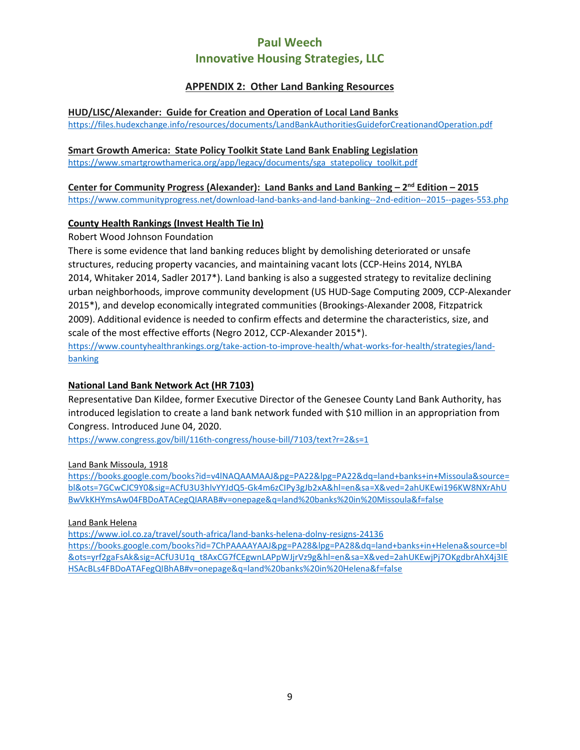## APPENDIX 2: Other Land Banking Resources

**HUD/LISC/Alexander: Guide for Creation and Operation of Local Land Banks**
https://files.hudexchange.info/resources/documents/LandBankAuthoritiesGuideforCreationandOperation.pdf

**Smart Growth America: State Policy Toolkit State Land Bank Enabling Legislation**
https://www.smartgrowthamerica.org/app/legacy/documents/sga_statepolicy_toolkit.pdf

**Center for Community Progress (Alexander): Land Banks and Land Banking – 2nd Edition – 2015**
https://www.communityprogress.net/download-land-banks-and-land-banking--2nd-edition--2015--pages-553.php

**County Health Rankings (Invest Health Tie In)**

Robert Wood Johnson Foundation

There is some evidence that land banking reduces blight by demolishing deteriorated or unsafe structures, reducing property vacancies, and maintaining vacant lots (CCP-Heins 2014, NYLBA 2014, Whitaker 2014, Sadler 2017*). Land banking is also a suggested strategy to revitalize declining urban neighborhoods, improve community development (US HUD-Sage Computing 2009, CCP-Alexander 2015*), and develop economically integrated communities (Brookings-Alexander 2008, Fitzpatrick 2009). Additional evidence is needed to confirm effects and determine the characteristics, size, and scale of the most effective efforts (Negro 2012, CCP-Alexander 2015*).

https://www.countyhealthrankings.org/take-action-to-improve-health/what-works-for-health/strategies/land-banking

**National Land Bank Network Act (HR 7103)**

Representative Dan Kildee, former Executive Director of the Genesee County Land Bank Authority, has introduced legislation to create a land bank network funded with $10 million in an appropriation from Congress. Introduced June 04, 2020.

https://www.congress.gov/bill/116th-congress/house-bill/7103/text?r=2&s=1

Land Bank Missoula, 1918

https://books.google.com/books?id=v4lNAQAAMAAJ&pg=PA22&lpg=PA22&dq=land+banks+in+Missoula&source=bl&ots=7GCwCJC9Y0&sig=ACfU3U3hlvYYJdQ5-Gk4m6zCIPy3gJb2xA&hl=en&sa=X&ved=2ahUKEwi196KW8NXrAhUBwVkKHYmsAw04FBDoATACegQIARAB#v=onepage&q=land%20banks%20in%20Missoula&f=false

Land Bank Helena

https://www.iol.co.za/travel/south-africa/land-banks-helena-dolny-resigns-24136

https://books.google.com/books?id=7ChPAAAAYAAJ&pg=PA28&lpg=PA28&dq=land+banks+in+Helena&source=bl&ots=yrf2gaFsAk&sig=ACfU3U1q_t8AxCG7fCEgwnLAPpWJjrVz9g&hl=en&sa=X&ved=2ahUKEwjPj7OKgdbrAhX4j3IEHSAcBLs4FBDoATAFegQIBhAB#v=onepage&q=land%20banks%20in%20Helena&f=false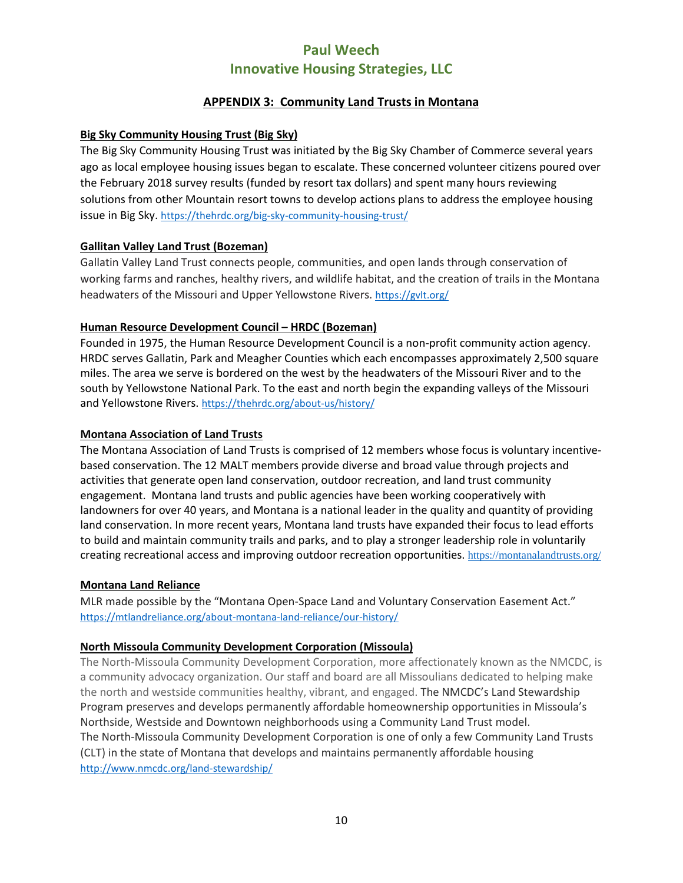## APPENDIX 3: Community Land Trusts in Montana

**Big Sky Community Housing Trust (Big Sky)**

The Big Sky Community Housing Trust was initiated by the Big Sky Chamber of Commerce several years ago as local employee housing issues began to escalate. These concerned volunteer citizens poured over the February 2018 survey results (funded by resort tax dollars) and spent many hours reviewing solutions from other Mountain resort towns to develop actions plans to address the employee housing issue in Big Sky. https://thehrdc.org/big-sky-community-housing-trust/

**Gallitan Valley Land Trust (Bozeman)**

Gallatin Valley Land Trust connects people, communities, and open lands through conservation of working farms and ranches, healthy rivers, and wildlife habitat, and the creation of trails in the Montana headwaters of the Missouri and Upper Yellowstone Rivers. https://gvlt.org/

**Human Resource Development Council – HRDC (Bozeman)**

Founded in 1975, the Human Resource Development Council is a non-profit community action agency. HRDC serves Gallatin, Park and Meagher Counties which each encompasses approximately 2,500 square miles. The area we serve is bordered on the west by the headwaters of the Missouri River and to the south by Yellowstone National Park. To the east and north begin the expanding valleys of the Missouri and Yellowstone Rivers. https://thehrdc.org/about-us/history/

**Montana Association of Land Trusts**

The Montana Association of Land Trusts is comprised of 12 members whose focus is voluntary incentive-based conservation. The 12 MALT members provide diverse and broad value through projects and activities that generate open land conservation, outdoor recreation, and land trust community engagement. Montana land trusts and public agencies have been working cooperatively with landowners for over 40 years, and Montana is a national leader in the quality and quantity of providing land conservation. In more recent years, Montana land trusts have expanded their focus to lead efforts to build and maintain community trails and parks, and to play a stronger leadership role in voluntarily creating recreational access and improving outdoor recreation opportunities. https://montanalandtrusts.org/

**Montana Land Reliance**

MLR made possible by the "Montana Open-Space Land and Voluntary Conservation Easement Act." https://mtlandreliance.org/about-montana-land-reliance/our-history/

**North Missoula Community Development Corporation (Missoula)**

The North-Missoula Community Development Corporation, more affectionately known as the NMCDC, is a community advocacy organization. Our staff and board are all Missoulians dedicated to helping make the north and westside communities healthy, vibrant, and engaged. The NMCDC's Land Stewardship Program preserves and develops permanently affordable homeownership opportunities in Missoula's Northside, Westside and Downtown neighborhoods using a Community Land Trust model.
The North-Missoula Community Development Corporation is one of only a few Community Land Trusts (CLT) in the state of Montana that develops and maintains permanently affordable housing http://www.nmcdc.org/land-stewardship/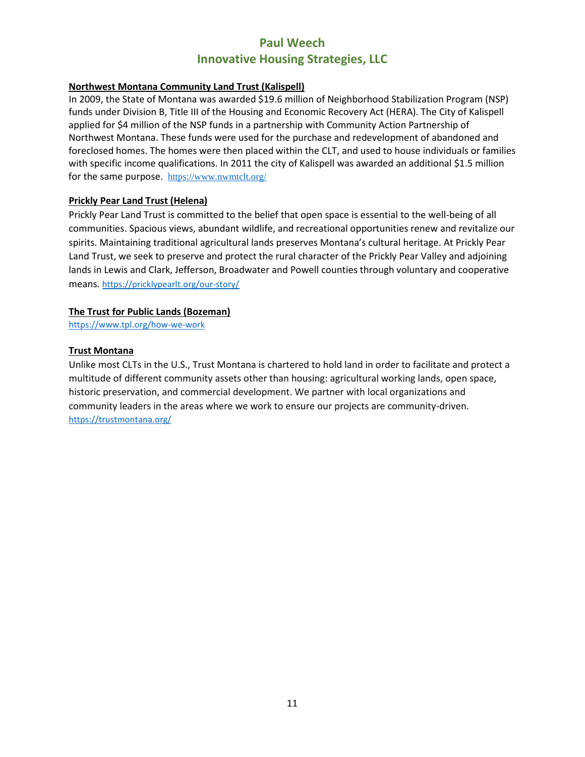**Northwest Montana Community Land Trust (Kalispell)**

In 2009, the State of Montana was awarded $19.6 million of Neighborhood Stabilization Program (NSP) funds under Division B, Title III of the Housing and Economic Recovery Act (HERA). The City of Kalispell applied for $4 million of the NSP funds in a partnership with Community Action Partnership of Northwest Montana. These funds were used for the purchase and redevelopment of abandoned and foreclosed homes. The homes were then placed within the CLT, and used to house individuals or families with specific income qualifications. In 2011 the city of Kalispell was awarded an additional $1.5 million for the same purpose. https://www.nwmtclt.org/

**Prickly Pear Land Trust (Helena)**

Prickly Pear Land Trust is committed to the belief that open space is essential to the well-being of all communities. Spacious views, abundant wildlife, and recreational opportunities renew and revitalize our spirits. Maintaining traditional agricultural lands preserves Montana's cultural heritage. At Prickly Pear Land Trust, we seek to preserve and protect the rural character of the Prickly Pear Valley and adjoining lands in Lewis and Clark, Jefferson, Broadwater and Powell counties through voluntary and cooperative means. https://pricklypearlt.org/our-story/

**The Trust for Public Lands (Bozeman)**

https://www.tpl.org/how-we-work

**Trust Montana**

Unlike most CLTs in the U.S., Trust Montana is chartered to hold land in order to facilitate and protect a multitude of different community assets other than housing: agricultural working lands, open space, historic preservation, and commercial development. We partner with local organizations and community leaders in the areas where we work to ensure our projects are community-driven. https://trustmontana.org/